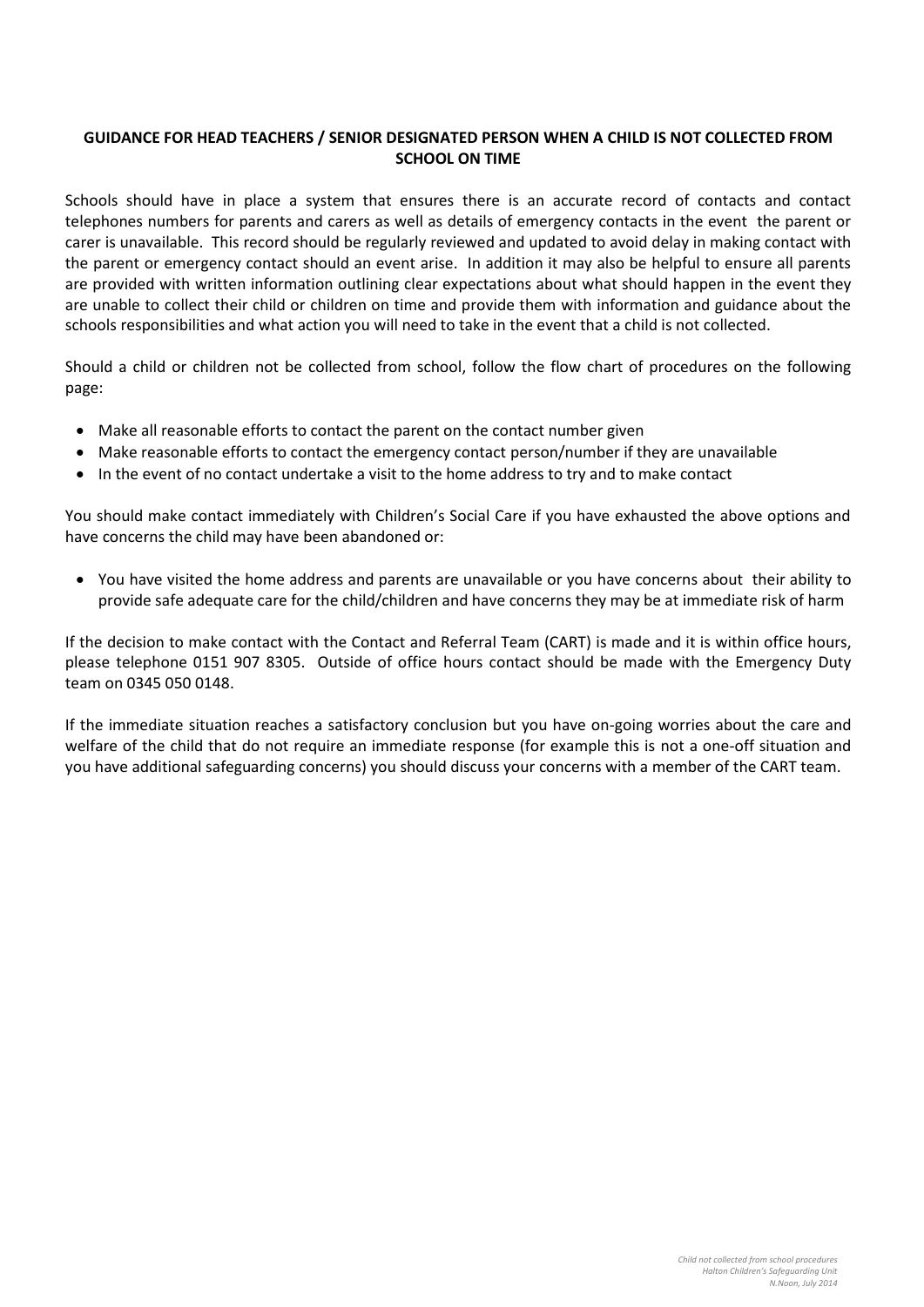## GUIDANCE FOR HEAD TEACHERS / SENIOR DESIGNATED PERSON WHEN A CHILD IS NOT COLLECTED FROM SCHOOL ON TIME

Schools should have in place a system that ensures there is an accurate record of contacts and contact telephones numbers for parents and carers as well as details of emergency contacts in the event the parent or carer is unavailable. This record should be regularly reviewed and updated to avoid delay in making contact with the parent or emergency contact should an event arise. In addition it may also be helpful to ensure all parents are provided with written information outlining clear expectations about what should happen in the event they are unable to collect their child or children on time and provide them with information and guidance about the schools responsibilities and what action you will need to take in the event that a child is not collected.

Should a child or children not be collected from school, follow the flow chart of procedures on the following page:

- Make all reasonable efforts to contact the parent on the contact number given
- Make reasonable efforts to contact the emergency contact person/number if they are unavailable
- In the event of no contact undertake a visit to the home address to try and to make contact

You should make contact immediately with Children's Social Care if you have exhausted the above options and have concerns the child may have been abandoned or:

- You have visited the home address and parents are unavailable or you have concerns about their ability to provide safe adequate care for the child/children and have concerns they may be at immediate risk of harm

If the decision to make contact with the Contact and Referral Team (CART) is made and it is within office hours, please telephone 0151 907 8305. Outside of office hours contact should be made with the Emergency Duty team on 0345 050 0148.

If the immediate situation reaches a satisfactory conclusion but you have on-going worries about the care and welfare of the child that do not require an immediate response (for example this is not a one-off situation and you have additional safeguarding concerns) you should discuss your concerns with a member of the CART team.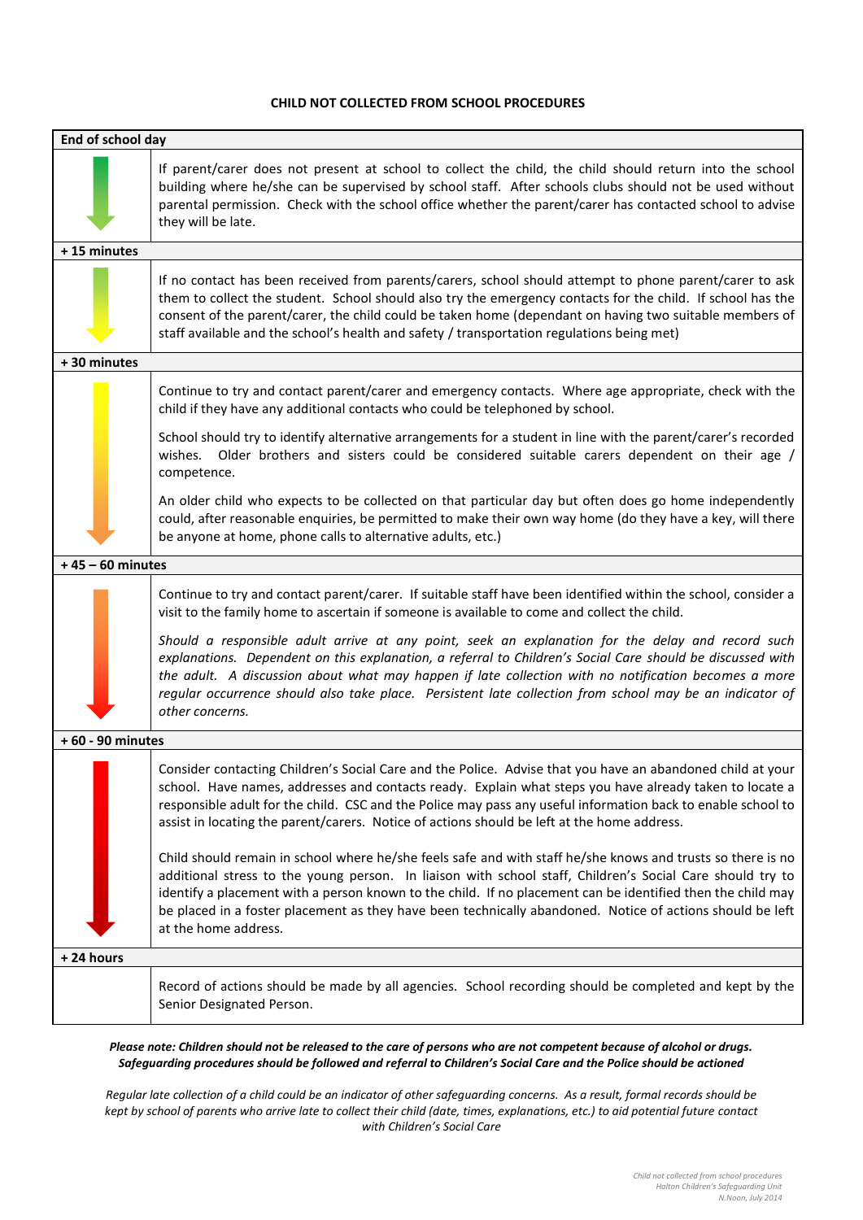# CHILD NOT COLLECTED FROM SCHOOL PROCEDURES

| | |
|---|---|
| **End of school day** | |
| | If parent/carer does not present at school to collect the child, the child should return into the school building where he/she can be supervised by school staff. After schools clubs should not be used without parental permission. Check with the school office whether the parent/carer has contacted school to advise they will be late. |
| **+ 15 minutes** | |
| | If no contact has been received from parents/carers, school should attempt to phone parent/carer to ask them to collect the student. School should also try the emergency contacts for the child. If school has the consent of the parent/carer, the child could be taken home (dependant on having two suitable members of staff available and the school's health and safety / transportation regulations being met) |
| **+ 30 minutes** | |
| | Continue to try and contact parent/carer and emergency contacts. Where age appropriate, check with the child if they have any additional contacts who could be telephoned by school.<br><br>School should try to identify alternative arrangements for a student in line with the parent/carer's recorded wishes. Older brothers and sisters could be considered suitable carers dependent on their age / competence.<br><br>An older child who expects to be collected on that particular day but often does go home independently could, after reasonable enquiries, be permitted to make their own way home (do they have a key, will there be anyone at home, phone calls to alternative adults, etc.) |
| **+ 45 – 60 minutes** | |
| | Continue to try and contact parent/carer. If suitable staff have been identified within the school, consider a visit to the family home to ascertain if someone is available to come and collect the child.<br><br>*Should a responsible adult arrive at any point, seek an explanation for the delay and record such explanations. Dependent on this explanation, a referral to Children's Social Care should be discussed with the adult. A discussion about what may happen if late collection with no notification becomes a more regular occurrence should also take place. Persistent late collection from school may be an indicator of other concerns.* |
| **+ 60 - 90 minutes** | |
| | Consider contacting Children's Social Care and the Police. Advise that you have an abandoned child at your school. Have names, addresses and contacts ready. Explain what steps you have already taken to locate a responsible adult for the child. CSC and the Police may pass any useful information back to enable school to assist in locating the parent/carers. Notice of actions should be left at the home address.<br><br>Child should remain in school where he/she feels safe and with staff he/she knows and trusts so there is no additional stress to the young person. In liaison with school staff, Children's Social Care should try to identify a placement with a person known to the child. If no placement can be identified then the child may be placed in a foster placement as they have been technically abandoned. Notice of actions should be left at the home address. |
| **+ 24 hours** | |
| | Record of actions should be made by all agencies. School recording should be completed and kept by the Senior Designated Person. |

***Please note: Children should not be released to the care of persons who are not competent because of alcohol or drugs. Safeguarding procedures should be followed and referral to Children's Social Care and the Police should be actioned***

*Regular late collection of a child could be an indicator of other safeguarding concerns. As a result, formal records should be kept by school of parents who arrive late to collect their child (date, times, explanations, etc.) to aid potential future contact with Children's Social Care*

*Child not collected from school procedures*
*Halton Children's Safeguarding Unit*
*N.Noon, July 2014*